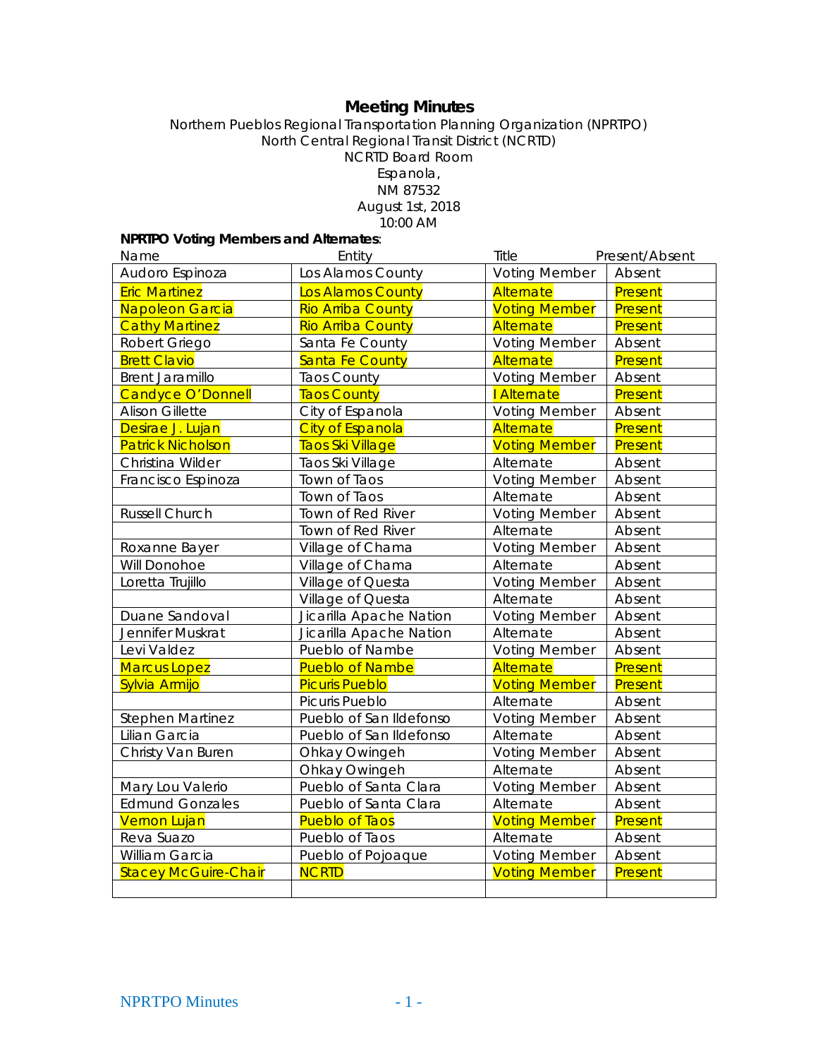# Meeting Minutes

Northern Pueblos Regional Transportation Planning Organization (NPRTPO)
North Central Regional Transit District (NCRTD)
NCRTD Board Room
Espanola,
NM 87532
August 1st, 2018
10:00 AM

**NPRTPO Voting Members and Alternates**:

| Name | Entity | Title | Present/Absent |
|---|---|---|---|
| Audoro Espinoza | Los Alamos County | Voting Member | Absent |
| Eric Martinez | Los Alamos County | Alternate | Present |
| Napoleon Garcia | Rio Arriba County | Voting Member | Present |
| Cathy Martinez | Rio Arriba County | Alternate | Present |
| Robert Griego | Santa Fe County | Voting Member | Absent |
| Brett Clavio | Santa Fe County | Alternate | Present |
| Brent Jaramillo | Taos County | Voting Member | Absent |
| Candyce O'Donnell | Taos County | I Alternate | Present |
| Alison Gillette | City of Espanola | Voting Member | Absent |
| Desirae J. Lujan | City of Espanola | Alternate | Present |
| Patrick Nicholson | Taos Ski Village | Voting Member | Present |
| Christina Wilder | Taos Ski Village | Alternate | Absent |
| Francisco Espinoza | Town of Taos | Voting Member | Absent |
| | Town of Taos | Alternate | Absent |
| Russell Church | Town of Red River | Voting Member | Absent |
| | Town of Red River | Alternate | Absent |
| Roxanne Bayer | Village of Chama | Voting Member | Absent |
| Will Donohoe | Village of Chama | Alternate | Absent |
| Loretta Trujillo | Village of Questa | Voting Member | Absent |
| | Village of Questa | Alternate | Absent |
| Duane Sandoval | Jicarilla Apache Nation | Voting Member | Absent |
| Jennifer Muskrat | Jicarilla Apache Nation | Alternate | Absent |
| Levi Valdez | Pueblo of Nambe | Voting Member | Absent |
| Marcus Lopez | Pueblo of Nambe | Alternate | Present |
| Sylvia Armijo | Picuris Pueblo | Voting Member | Present |
| | Picuris Pueblo | Alternate | Absent |
| Stephen Martinez | Pueblo of San Ildefonso | Voting Member | Absent |
| Lilian Garcia | Pueblo of San Ildefonso | Alternate | Absent |
| Christy Van Buren | Ohkay Owingeh | Voting Member | Absent |
| | Ohkay Owingeh | Alternate | Absent |
| Mary Lou Valerio | Pueblo of Santa Clara | Voting Member | Absent |
| Edmund Gonzales | Pueblo of Santa Clara | Alternate | Absent |
| Vernon Lujan | Pueblo of Taos | Voting Member | Present |
| Reva Suazo | Pueblo of Taos | Alternate | Absent |
| William Garcia | Pueblo of Pojoaque | Voting Member | Absent |
| Stacey McGuire-Chair | NCRTD | Voting Member | Present |
| | | | |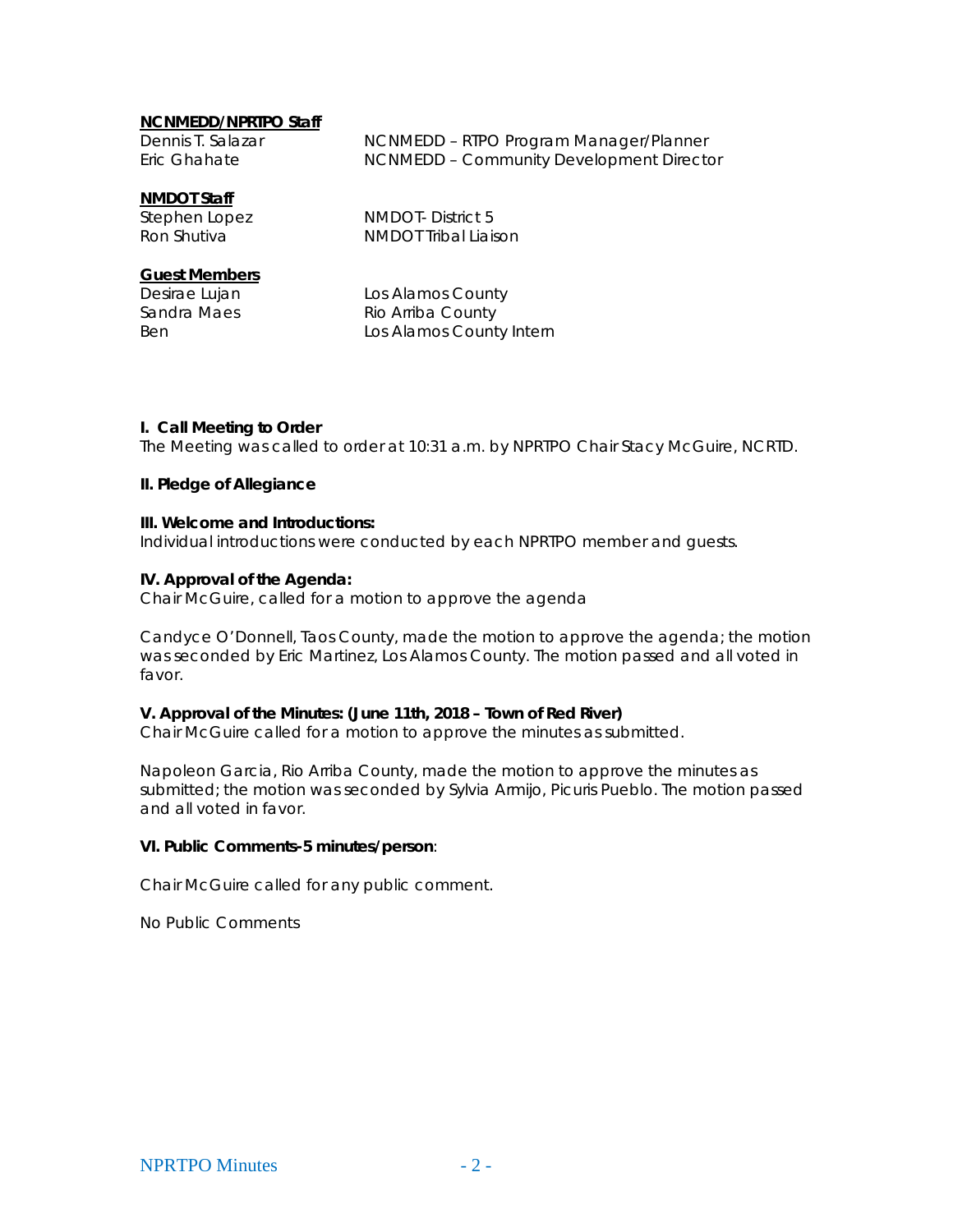**NCNMEDD/NPRTPO Staff**

| | |
|---|---|
| Dennis T. Salazar | NCNMEDD – RTPO Program Manager/Planner |
| Eric Ghahate | NCNMEDD – Community Development Director |

**NMDOT Staff**

| | |
|---|---|
| Stephen Lopez | NMDOT- District 5 |
| Ron Shutiva | NMDOT Tribal Liaison |

**Guest Members**

| | |
|---|---|
| Desirae Lujan | Los Alamos County |
| Sandra Maes | Rio Arriba County |
| Ben | Los Alamos County Intern |

**I. Call Meeting to Order**

The Meeting was called to order at 10:31 a.m. by NPRTPO Chair Stacy McGuire, NCRTD.

**II. Pledge of Allegiance**

**III. Welcome and Introductions:**

Individual introductions were conducted by each NPRTPO member and guests.

**IV. Approval of the Agenda:**

Chair McGuire, called for a motion to approve the agenda

Candyce O'Donnell, Taos County, made the motion to approve the agenda; the motion was seconded by Eric Martinez, Los Alamos County. The motion passed and all voted in favor.

**V. Approval of the Minutes: (June 11th, 2018 – Town of Red River)**

Chair McGuire called for a motion to approve the minutes as submitted.

Napoleon Garcia, Rio Arriba County, made the motion to approve the minutes as submitted; the motion was seconded by Sylvia Armijo, Picuris Pueblo. The motion passed and all voted in favor.

**VI. Public Comments-5 minutes/person**:

Chair McGuire called for any public comment.

No Public Comments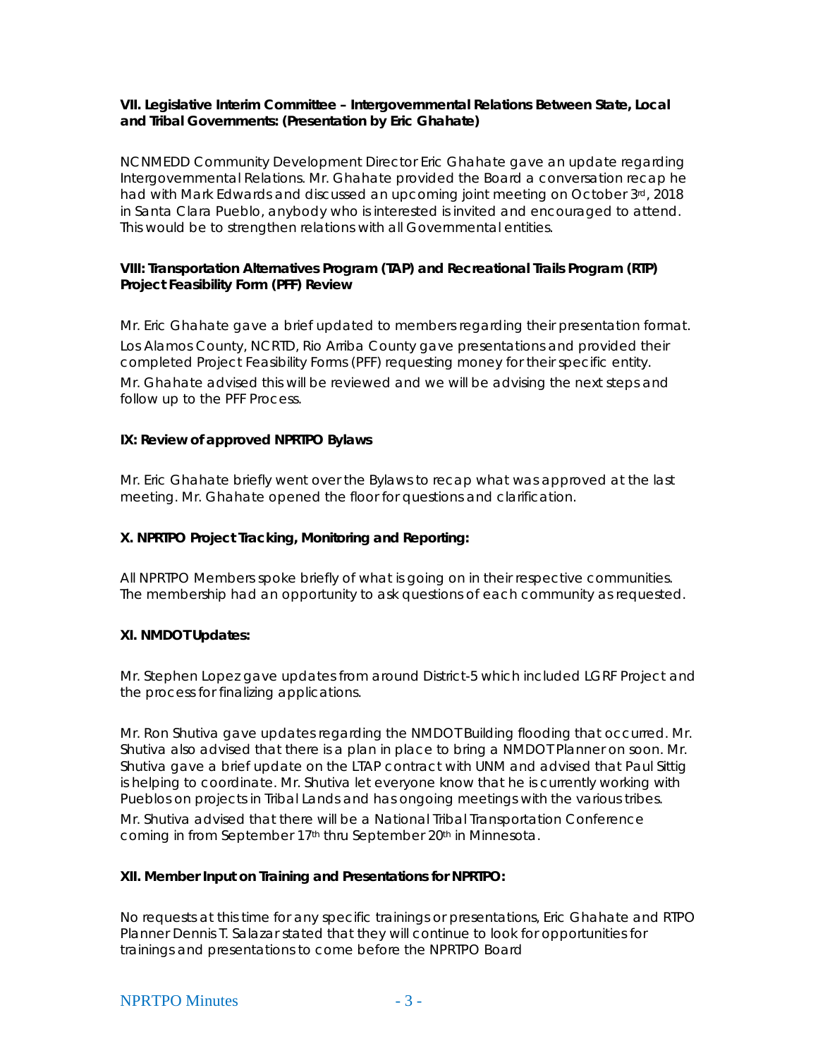**VII. Legislative Interim Committee – Intergovernmental Relations Between State, Local and Tribal Governments: (Presentation by Eric Ghahate)**

NCNMEDD Community Development Director Eric Ghahate gave an update regarding Intergovernmental Relations. Mr. Ghahate provided the Board a conversation recap he had with Mark Edwards and discussed an upcoming joint meeting on October 3rd, 2018 in Santa Clara Pueblo, anybody who is interested is invited and encouraged to attend. This would be to strengthen relations with all Governmental entities.

**VIII: Transportation Alternatives Program (TAP) and Recreational Trails Program (RTP) Project Feasibility Form (PFF) Review**

Mr. Eric Ghahate gave a brief updated to members regarding their presentation format. Los Alamos County, NCRTD, Rio Arriba County gave presentations and provided their completed Project Feasibility Forms (PFF) requesting money for their specific entity. Mr. Ghahate advised this will be reviewed and we will be advising the next steps and follow up to the PFF Process.

**IX: Review of approved NPRTPO Bylaws**

Mr. Eric Ghahate briefly went over the Bylaws to recap what was approved at the last meeting. Mr. Ghahate opened the floor for questions and clarification.

**X. NPRTPO Project Tracking, Monitoring and Reporting:**

All NPRTPO Members spoke briefly of what is going on in their respective communities. The membership had an opportunity to ask questions of each community as requested.

**XI. NMDOT Updates:**

Mr. Stephen Lopez gave updates from around District-5 which included LGRF Project and the process for finalizing applications.

Mr. Ron Shutiva gave updates regarding the NMDOT Building flooding that occurred. Mr. Shutiva also advised that there is a plan in place to bring a NMDOT Planner on soon. Mr. Shutiva gave a brief update on the LTAP contract with UNM and advised that Paul Sittig is helping to coordinate. Mr. Shutiva let everyone know that he is currently working with Pueblos on projects in Tribal Lands and has ongoing meetings with the various tribes. Mr. Shutiva advised that there will be a National Tribal Transportation Conference coming in from September 17th thru September 20th in Minnesota.

**XII. Member Input on Training and Presentations for NPRTPO:**

No requests at this time for any specific trainings or presentations, Eric Ghahate and RTPO Planner Dennis T. Salazar stated that they will continue to look for opportunities for trainings and presentations to come before the NPRTPO Board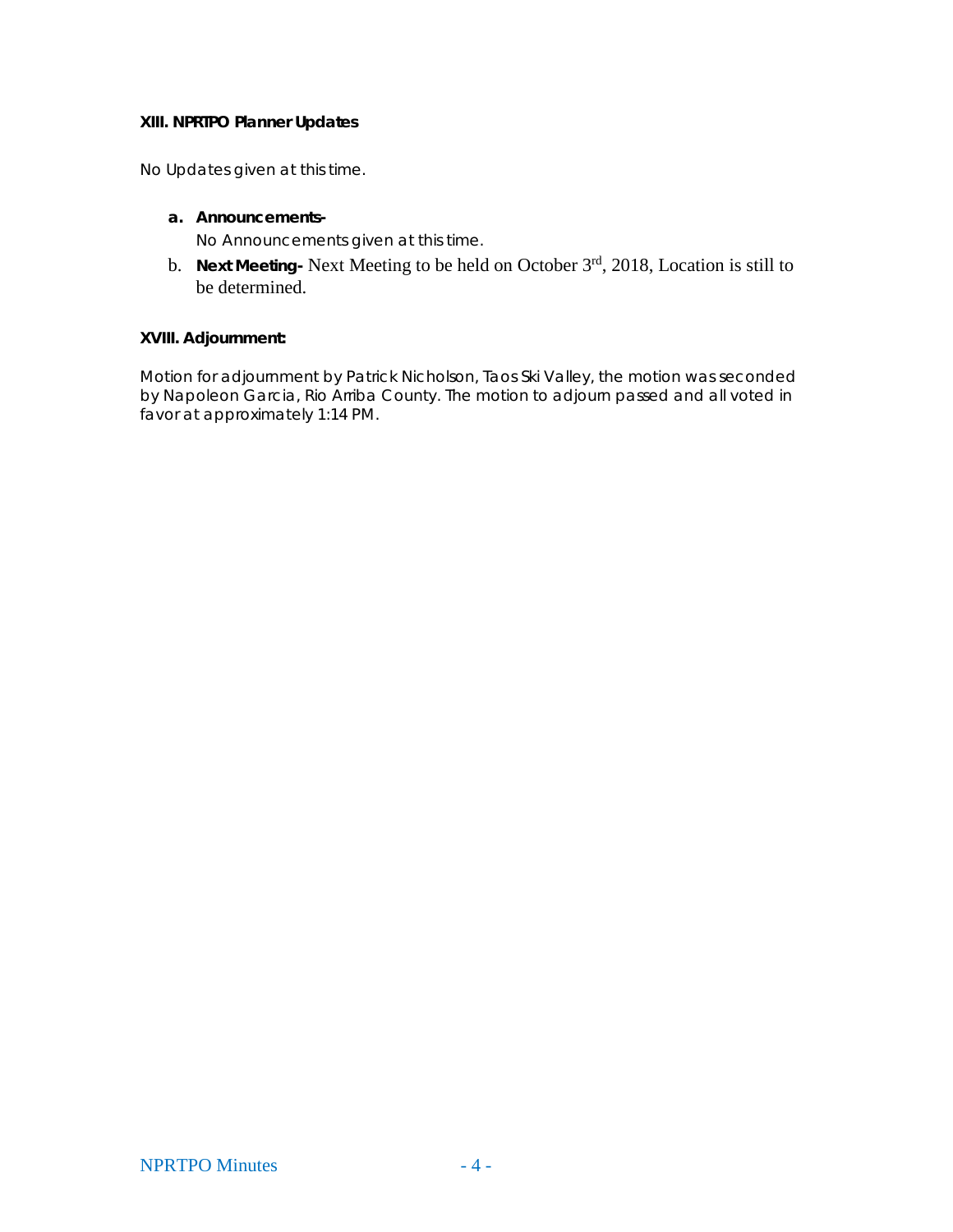**XIII. NPRTPO Planner Updates**

No Updates given at this time.

a. **Announcements-**

   No Announcements given at this time.

b. **Next Meeting-** Next Meeting to be held on October 3rd, 2018, Location is still to be determined.

**XVIII. Adjournment:**

Motion for adjournment by Patrick Nicholson, Taos Ski Valley, the motion was seconded by Napoleon Garcia, Rio Arriba County. The motion to adjourn passed and all voted in favor at approximately 1:14 PM.